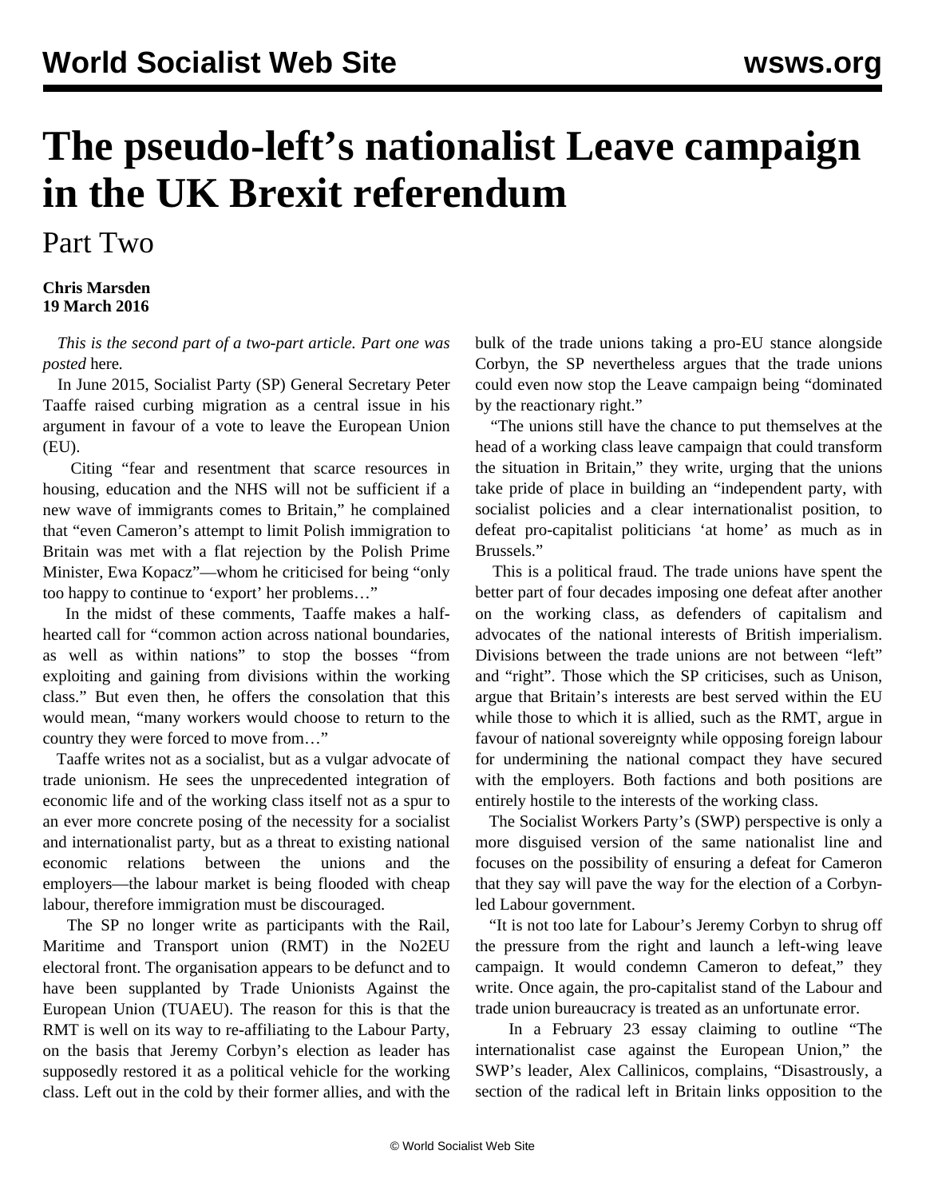# The pseudo-left's nationalist Leave campaign in the UK Brexit referendum

## Part Two

**Chris Marsden**
**19 March 2016**

*This is the second part of a two-part article. Part one was posted* here.

In June 2015, Socialist Party (SP) General Secretary Peter Taaffe raised curbing migration as a central issue in his argument in favour of a vote to leave the European Union (EU).

Citing "fear and resentment that scarce resources in housing, education and the NHS will not be sufficient if a new wave of immigrants comes to Britain," he complained that "even Cameron's attempt to limit Polish immigration to Britain was met with a flat rejection by the Polish Prime Minister, Ewa Kopacz"—whom he criticised for being "only too happy to continue to 'export' her problems…"

In the midst of these comments, Taaffe makes a half-hearted call for "common action across national boundaries, as well as within nations" to stop the bosses "from exploiting and gaining from divisions within the working class." But even then, he offers the consolation that this would mean, "many workers would choose to return to the country they were forced to move from…"

Taaffe writes not as a socialist, but as a vulgar advocate of trade unionism. He sees the unprecedented integration of economic life and of the working class itself not as a spur to an ever more concrete posing of the necessity for a socialist and internationalist party, but as a threat to existing national economic relations between the unions and the employers—the labour market is being flooded with cheap labour, therefore immigration must be discouraged.

The SP no longer write as participants with the Rail, Maritime and Transport union (RMT) in the No2EU electoral front. The organisation appears to be defunct and to have been supplanted by Trade Unionists Against the European Union (TUAEU). The reason for this is that the RMT is well on its way to re-affiliating to the Labour Party, on the basis that Jeremy Corbyn's election as leader has supposedly restored it as a political vehicle for the working class. Left out in the cold by their former allies, and with the bulk of the trade unions taking a pro-EU stance alongside Corbyn, the SP nevertheless argues that the trade unions could even now stop the Leave campaign being "dominated by the reactionary right."

"The unions still have the chance to put themselves at the head of a working class leave campaign that could transform the situation in Britain," they write, urging that the unions take pride of place in building an "independent party, with socialist policies and a clear internationalist position, to defeat pro-capitalist politicians 'at home' as much as in Brussels."

This is a political fraud. The trade unions have spent the better part of four decades imposing one defeat after another on the working class, as defenders of capitalism and advocates of the national interests of British imperialism. Divisions between the trade unions are not between "left" and "right". Those which the SP criticises, such as Unison, argue that Britain's interests are best served within the EU while those to which it is allied, such as the RMT, argue in favour of national sovereignty while opposing foreign labour for undermining the national compact they have secured with the employers. Both factions and both positions are entirely hostile to the interests of the working class.

The Socialist Workers Party's (SWP) perspective is only a more disguised version of the same nationalist line and focuses on the possibility of ensuring a defeat for Cameron that they say will pave the way for the election of a Corbyn-led Labour government.

"It is not too late for Labour's Jeremy Corbyn to shrug off the pressure from the right and launch a left-wing leave campaign. It would condemn Cameron to defeat," they write. Once again, the pro-capitalist stand of the Labour and trade union bureaucracy is treated as an unfortunate error.

In a February 23 essay claiming to outline "The internationalist case against the European Union," the SWP's leader, Alex Callinicos, complains, "Disastrously, a section of the radical left in Britain links opposition to the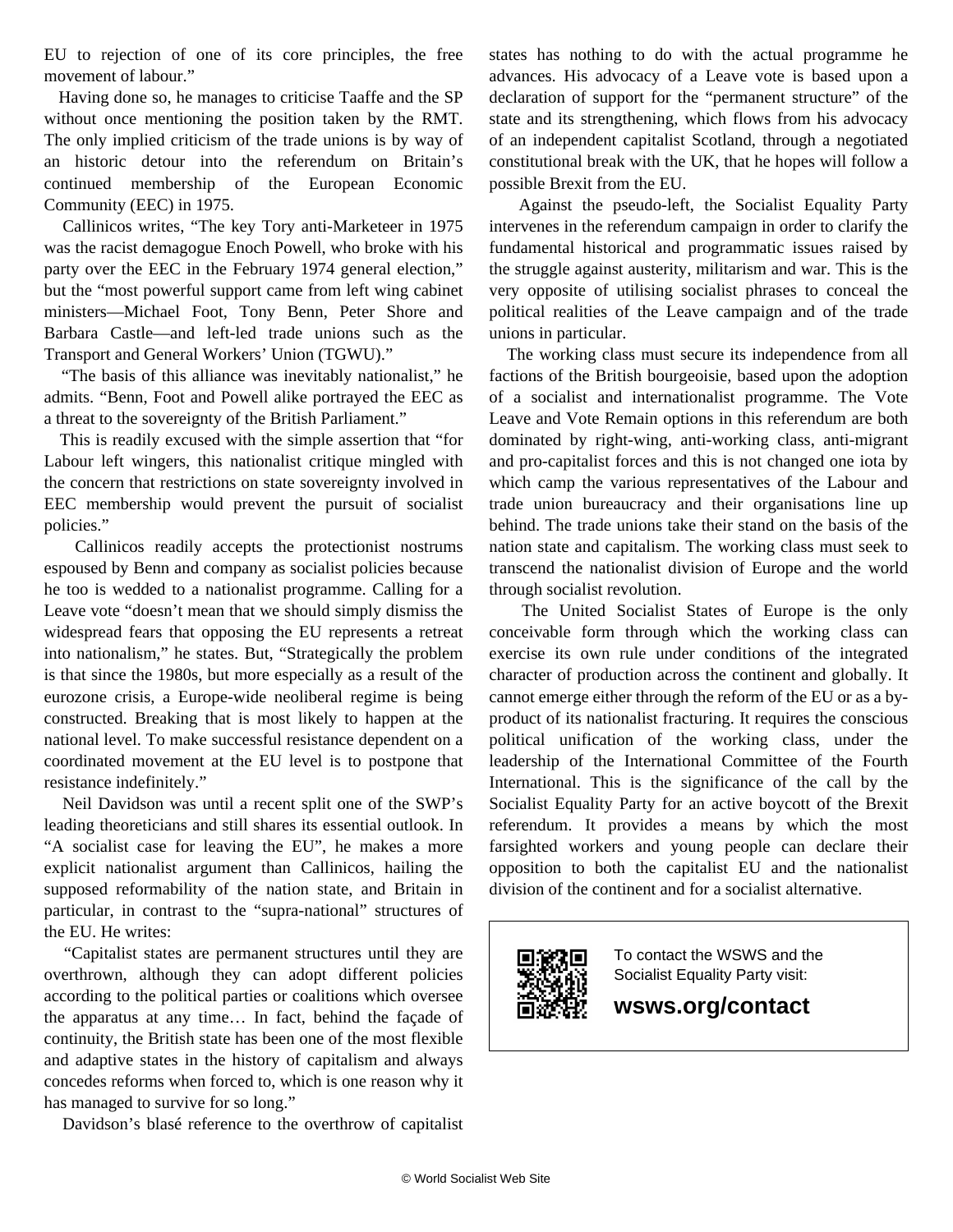EU to rejection of one of its core principles, the free movement of labour."

Having done so, he manages to criticise Taaffe and the SP without once mentioning the position taken by the RMT. The only implied criticism of the trade unions is by way of an historic detour into the referendum on Britain's continued membership of the European Economic Community (EEC) in 1975.

Callinicos writes, "The key Tory anti-Marketeer in 1975 was the racist demagogue Enoch Powell, who broke with his party over the EEC in the February 1974 general election," but the "most powerful support came from left wing cabinet ministers—Michael Foot, Tony Benn, Peter Shore and Barbara Castle—and left-led trade unions such as the Transport and General Workers' Union (TGWU)."

"The basis of this alliance was inevitably nationalist," he admits. "Benn, Foot and Powell alike portrayed the EEC as a threat to the sovereignty of the British Parliament."

This is readily excused with the simple assertion that "for Labour left wingers, this nationalist critique mingled with the concern that restrictions on state sovereignty involved in EEC membership would prevent the pursuit of socialist policies."

Callinicos readily accepts the protectionist nostrums espoused by Benn and company as socialist policies because he too is wedded to a nationalist programme. Calling for a Leave vote "doesn't mean that we should simply dismiss the widespread fears that opposing the EU represents a retreat into nationalism," he states. But, "Strategically the problem is that since the 1980s, but more especially as a result of the eurozone crisis, a Europe-wide neoliberal regime is being constructed. Breaking that is most likely to happen at the national level. To make successful resistance dependent on a coordinated movement at the EU level is to postpone that resistance indefinitely."

Neil Davidson was until a recent split one of the SWP's leading theoreticians and still shares its essential outlook. In "A socialist case for leaving the EU", he makes a more explicit nationalist argument than Callinicos, hailing the supposed reformability of the nation state, and Britain in particular, in contrast to the "supra-national" structures of the EU. He writes:

"Capitalist states are permanent structures until they are overthrown, although they can adopt different policies according to the political parties or coalitions which oversee the apparatus at any time… In fact, behind the façade of continuity, the British state has been one of the most flexible and adaptive states in the history of capitalism and always concedes reforms when forced to, which is one reason why it has managed to survive for so long."

Davidson's blasé reference to the overthrow of capitalist states has nothing to do with the actual programme he advances. His advocacy of a Leave vote is based upon a declaration of support for the "permanent structure" of the state and its strengthening, which flows from his advocacy of an independent capitalist Scotland, through a negotiated constitutional break with the UK, that he hopes will follow a possible Brexit from the EU.

Against the pseudo-left, the Socialist Equality Party intervenes in the referendum campaign in order to clarify the fundamental historical and programmatic issues raised by the struggle against austerity, militarism and war. This is the very opposite of utilising socialist phrases to conceal the political realities of the Leave campaign and of the trade unions in particular.

The working class must secure its independence from all factions of the British bourgeoisie, based upon the adoption of a socialist and internationalist programme. The Vote Leave and Vote Remain options in this referendum are both dominated by right-wing, anti-working class, anti-migrant and pro-capitalist forces and this is not changed one iota by which camp the various representatives of the Labour and trade union bureaucracy and their organisations line up behind. The trade unions take their stand on the basis of the nation state and capitalism. The working class must seek to transcend the nationalist division of Europe and the world through socialist revolution.

The United Socialist States of Europe is the only conceivable form through which the working class can exercise its own rule under conditions of the integrated character of production across the continent and globally. It cannot emerge either through the reform of the EU or as a by-product of its nationalist fracturing. It requires the conscious political unification of the working class, under the leadership of the International Committee of the Fourth International. This is the significance of the call by the Socialist Equality Party for an active boycott of the Brexit referendum. It provides a means by which the most farsighted workers and young people can declare their opposition to both the capitalist EU and the nationalist division of the continent and for a socialist alternative.

To contact the WSWS and the Socialist Equality Party visit:

**wsws.org/contact**